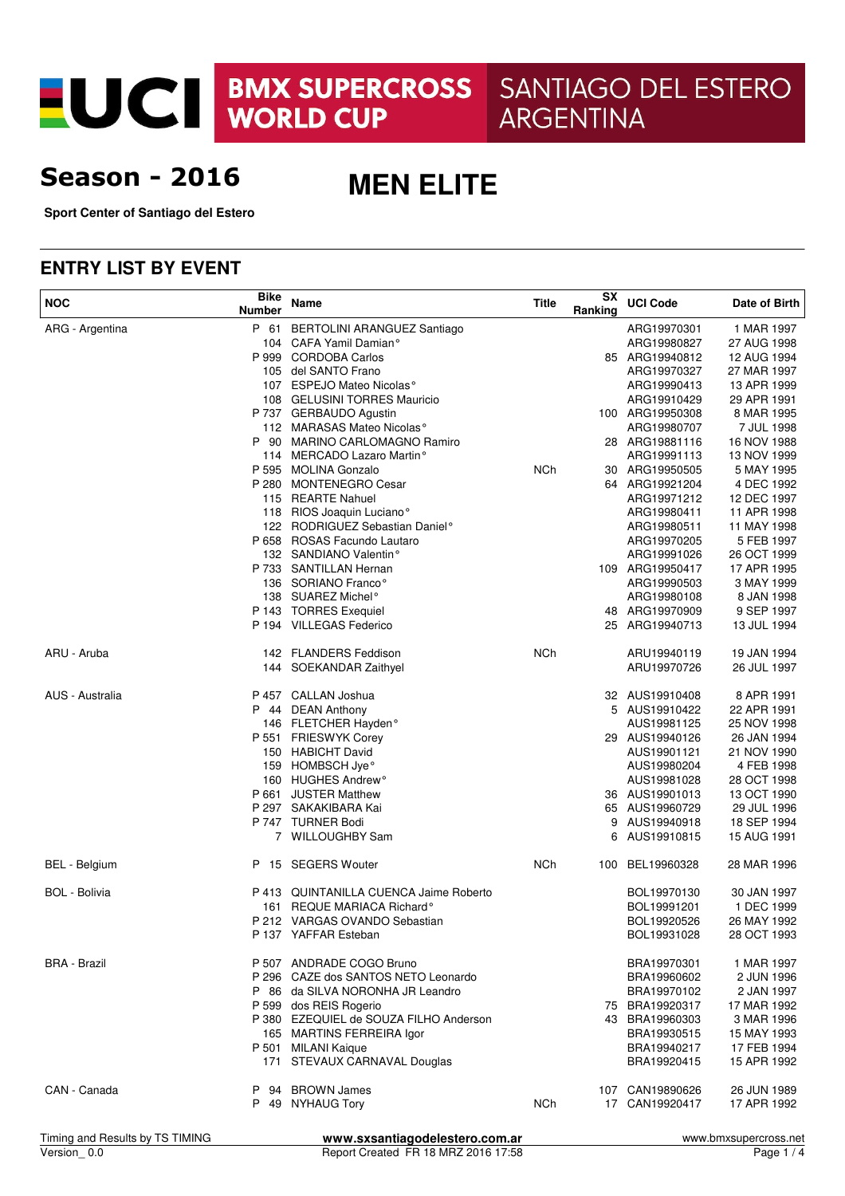# UCI BMX SUPERCROSS WORLD CUP — SANTIAGO DEL ESTERO ARGENTINA

## Season - 2016

## MEN ELITE

**Sport Center of Santiago del Estero**

## ENTRY LIST BY EVENT

| NOC | Bike Number | Name | Title | SX Ranking | UCI Code | Date of Birth |
|---|---|---|---|---|---|---|
| ARG - Argentina | P 61 | BERTOLINI ARANGUEZ Santiago | | | ARG19970301 | 1 MAR 1997 |
| | 104 | CAFA Yamil Damian° | | | ARG19980827 | 27 AUG 1998 |
| | P 999 | CORDOBA Carlos | | 85 | ARG19940812 | 12 AUG 1994 |
| | 105 | del SANTO Frano | | | ARG19970327 | 27 MAR 1997 |
| | 107 | ESPEJO Mateo Nicolas° | | | ARG19990413 | 13 APR 1999 |
| | 108 | GELUSINI TORRES Mauricio | | | ARG19910429 | 29 APR 1991 |
| | P 737 | GERBAUDO Agustin | | 100 | ARG19950308 | 8 MAR 1995 |
| | 112 | MARASAS Mateo Nicolas° | | | ARG19980707 | 7 JUL 1998 |
| | P 90 | MARINO CARLOMAGNO Ramiro | | 28 | ARG19881116 | 16 NOV 1988 |
| | 114 | MERCADO Lazaro Martin° | | | ARG19991113 | 13 NOV 1999 |
| | P 595 | MOLINA Gonzalo | NCh | 30 | ARG19950505 | 5 MAY 1995 |
| | P 280 | MONTENEGRO Cesar | | 64 | ARG19921204 | 4 DEC 1992 |
| | 115 | REARTE Nahuel | | | ARG19971212 | 12 DEC 1997 |
| | 118 | RIOS Joaquin Luciano° | | | ARG19980411 | 11 APR 1998 |
| | 122 | RODRIGUEZ Sebastian Daniel° | | | ARG19980511 | 11 MAY 1998 |
| | P 658 | ROSAS Facundo Lautaro | | | ARG19970205 | 5 FEB 1997 |
| | 132 | SANDIANO Valentin° | | | ARG19991026 | 26 OCT 1999 |
| | P 733 | SANTILLAN Hernan | | 109 | ARG19950417 | 17 APR 1995 |
| | 136 | SORIANO Franco° | | | ARG19990503 | 3 MAY 1999 |
| | 138 | SUAREZ Michel° | | | ARG19980108 | 8 JAN 1998 |
| | P 143 | TORRES Exequiel | | 48 | ARG19970909 | 9 SEP 1997 |
| | P 194 | VILLEGAS Federico | | 25 | ARG19940713 | 13 JUL 1994 |
| ARU - Aruba | 142 | FLANDERS Feddison | NCh | | ARU19940119 | 19 JAN 1994 |
| | 144 | SOEKANDAR Zaithyel | | | ARU19970726 | 26 JUL 1997 |
| AUS - Australia | P 457 | CALLAN Joshua | | 32 | AUS19910408 | 8 APR 1991 |
| | P 44 | DEAN Anthony | | 5 | AUS19910422 | 22 APR 1991 |
| | 146 | FLETCHER Hayden° | | | AUS19981125 | 25 NOV 1998 |
| | P 551 | FRIESWYK Corey | | 29 | AUS19940126 | 26 JAN 1994 |
| | 150 | HABICHT David | | | AUS19901121 | 21 NOV 1990 |
| | 159 | HOMBSCH Jye° | | | AUS19980204 | 4 FEB 1998 |
| | 160 | HUGHES Andrew° | | | AUS19981028 | 28 OCT 1998 |
| | P 661 | JUSTER Matthew | | 36 | AUS19901013 | 13 OCT 1990 |
| | P 297 | SAKAKIBARA Kai | | 65 | AUS19960729 | 29 JUL 1996 |
| | P 747 | TURNER Bodi | | 9 | AUS19940918 | 18 SEP 1994 |
| | 7 | WILLOUGHBY Sam | | 6 | AUS19910815 | 15 AUG 1991 |
| BEL - Belgium | P 15 | SEGERS Wouter | NCh | 100 | BEL19960328 | 28 MAR 1996 |
| BOL - Bolivia | P 413 | QUINTANILLA CUENCA Jaime Roberto | | | BOL19970130 | 30 JAN 1997 |
| | 161 | REQUE MARIACA Richard° | | | BOL19991201 | 1 DEC 1999 |
| | P 212 | VARGAS OVANDO Sebastian | | | BOL19920526 | 26 MAY 1992 |
| | P 137 | YAFFAR Esteban | | | BOL19931028 | 28 OCT 1993 |
| BRA - Brazil | P 507 | ANDRADE COGO Bruno | | | BRA19970301 | 1 MAR 1997 |
| | P 296 | CAZE dos SANTOS NETO Leonardo | | | BRA19960602 | 2 JUN 1996 |
| | P 86 | da SILVA NORONHA JR Leandro | | | BRA19970102 | 2 JAN 1997 |
| | P 599 | dos REIS Rogerio | | 75 | BRA19920317 | 17 MAR 1992 |
| | P 380 | EZEQUIEL de SOUZA FILHO Anderson | | 43 | BRA19960303 | 3 MAR 1996 |
| | 165 | MARTINS FERREIRA Igor | | | BRA19930515 | 15 MAY 1993 |
| | P 501 | MILANI Kaique | | | BRA19940217 | 17 FEB 1994 |
| | 171 | STEVAUX CARNAVAL Douglas | | | BRA19920415 | 15 APR 1992 |
| CAN - Canada | P 94 | BROWN James | | 107 | CAN19890626 | 26 JUN 1989 |
| | P 49 | NYHAUG Tory | NCh | 17 | CAN19920417 | 17 APR 1992 |

Timing and Results by TS TIMING — www.sxsantiagodelestero.com.ar — www.bmxsupercross.net

Version_ 0.0 — Report Created FR 18 MRZ 2016 17:58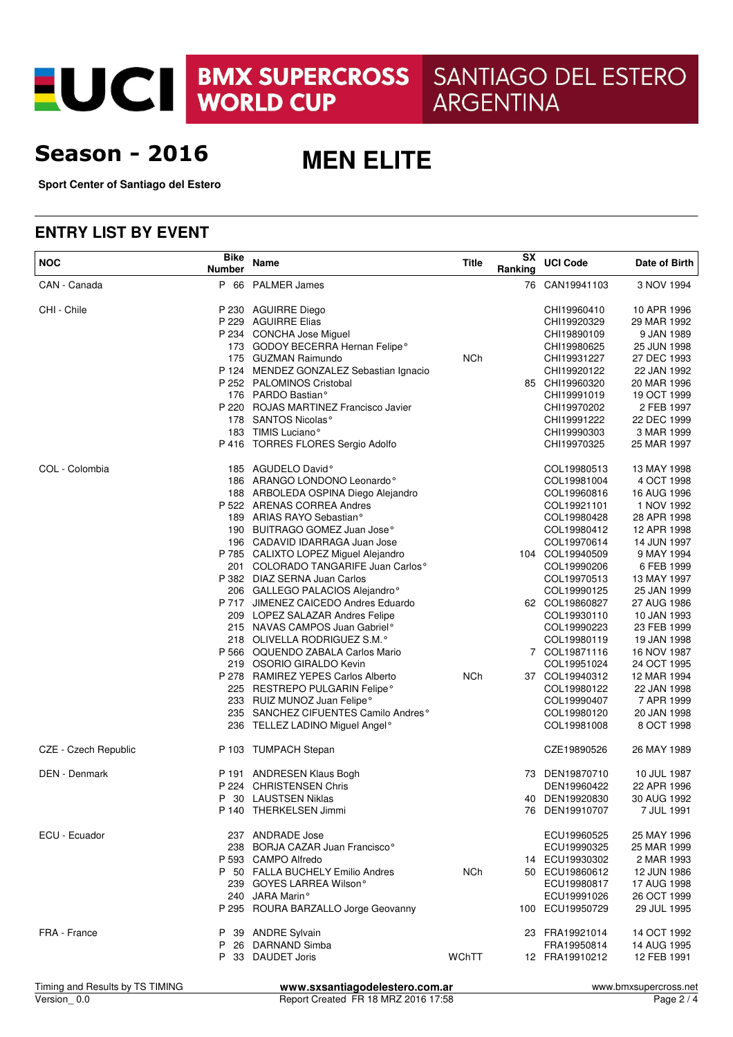# UCI BMX SUPERCROSS WORLD CUP SANTIAGO DEL ESTERO ARGENTINA

## Season - 2016

## MEN ELITE

**Sport Center of Santiago del Estero**

## ENTRY LIST BY EVENT

| NOC | Bike Number | Name | Title | SX Ranking | UCI Code | Date of Birth |
|---|---|---|---|---|---|---|
| CAN - Canada | P 66 | PALMER James | | 76 | CAN19941103 | 3 NOV 1994 |
| CHI - Chile | P 230 | AGUIRRE Diego | | | CHI19960410 | 10 APR 1996 |
| | P 229 | AGUIRRE Elias | | | CHI19920329 | 29 MAR 1992 |
| | P 234 | CONCHA Jose Miguel | | | CHI19890109 | 9 JAN 1989 |
| | 173 | GODOY BECERRA Hernan Felipe° | | | CHI19980625 | 25 JUN 1998 |
| | 175 | GUZMAN Raimundo | NCh | | CHI19931227 | 27 DEC 1993 |
| | P 124 | MENDEZ GONZALEZ Sebastian Ignacio | | | CHI19920122 | 22 JAN 1992 |
| | P 252 | PALOMINOS Cristobal | | 85 | CHI19960320 | 20 MAR 1996 |
| | 176 | PARDO Bastian° | | | CHI19991019 | 19 OCT 1999 |
| | P 220 | ROJAS MARTINEZ Francisco Javier | | | CHI19970202 | 2 FEB 1997 |
| | 178 | SANTOS Nicolas° | | | CHI19991222 | 22 DEC 1999 |
| | 183 | TIMIS Luciano° | | | CHI19990303 | 3 MAR 1999 |
| | P 416 | TORRES FLORES Sergio Adolfo | | | CHI19970325 | 25 MAR 1997 |
| COL - Colombia | 185 | AGUDELO David° | | | COL19980513 | 13 MAY 1998 |
| | 186 | ARANGO LONDONO Leonardo° | | | COL19981004 | 4 OCT 1998 |
| | 188 | ARBOLEDA OSPINA Diego Alejandro | | | COL19960816 | 16 AUG 1996 |
| | P 522 | ARENAS CORREA Andres | | | COL19921101 | 1 NOV 1992 |
| | 189 | ARIAS RAYO Sebastian° | | | COL19980428 | 28 APR 1998 |
| | 190 | BUITRAGO GOMEZ Juan Jose° | | | COL19980412 | 12 APR 1998 |
| | 196 | CADAVID IDARRAGA Juan Jose | | | COL19970614 | 14 JUN 1997 |
| | P 785 | CALIXTO LOPEZ Miguel Alejandro | | 104 | COL19940509 | 9 MAY 1994 |
| | 201 | COLORADO TANGARIFE Juan Carlos° | | | COL19990206 | 6 FEB 1999 |
| | P 382 | DIAZ SERNA Juan Carlos | | | COL19970513 | 13 MAY 1997 |
| | 206 | GALLEGO PALACIOS Alejandro° | | | COL19990125 | 25 JAN 1999 |
| | P 717 | JIMENEZ CAICEDO Andres Eduardo | | 62 | COL19860827 | 27 AUG 1986 |
| | 209 | LOPEZ SALAZAR Andres Felipe | | | COL19930110 | 10 JAN 1993 |
| | 215 | NAVAS CAMPOS Juan Gabriel° | | | COL19990223 | 23 FEB 1999 |
| | 218 | OLIVELLA RODRIGUEZ S.M.° | | | COL19980119 | 19 JAN 1998 |
| | P 566 | OQUENDO ZABALA Carlos Mario | | 7 | COL19871116 | 16 NOV 1987 |
| | 219 | OSORIO GIRALDO Kevin | | | COL19951024 | 24 OCT 1995 |
| | P 278 | RAMIREZ YEPES Carlos Alberto | NCh | 37 | COL19940312 | 12 MAR 1994 |
| | 225 | RESTREPO PULGARIN Felipe° | | | COL19980122 | 22 JAN 1998 |
| | 233 | RUIZ MUNOZ Juan Felipe° | | | COL19990407 | 7 APR 1999 |
| | 235 | SANCHEZ CIFUENTES Camilo Andres° | | | COL19980120 | 20 JAN 1998 |
| | 236 | TELLEZ LADINO Miguel Angel° | | | COL19981008 | 8 OCT 1998 |
| CZE - Czech Republic | P 103 | TUMPACH Stepan | | | CZE19890526 | 26 MAY 1989 |
| DEN - Denmark | P 191 | ANDRESEN Klaus Bogh | | 73 | DEN19870710 | 10 JUL 1987 |
| | P 224 | CHRISTENSEN Chris | | | DEN19960422 | 22 APR 1996 |
| | P 30 | LAUSTSEN Niklas | | 40 | DEN19920830 | 30 AUG 1992 |
| | P 140 | THERKELSEN Jimmi | | 76 | DEN19910707 | 7 JUL 1991 |
| ECU - Ecuador | 237 | ANDRADE Jose | | | ECU19960525 | 25 MAY 1996 |
| | 238 | BORJA CAZAR Juan Francisco° | | | ECU19990325 | 25 MAR 1999 |
| | P 593 | CAMPO Alfredo | | 14 | ECU19930302 | 2 MAR 1993 |
| | P 50 | FALLA BUCHELY Emilio Andres | NCh | 50 | ECU19860612 | 12 JUN 1986 |
| | 239 | GOYES LARREA Wilson° | | | ECU19980817 | 17 AUG 1998 |
| | 240 | JARA Marin° | | | ECU19991026 | 26 OCT 1999 |
| | P 295 | ROURA BARZALLO Jorge Geovanny | | 100 | ECU19950729 | 29 JUL 1995 |
| FRA - France | P 39 | ANDRE Sylvain | | 23 | FRA19921014 | 14 OCT 1992 |
| | P 26 | DARNAND Simba | | | FRA19950814 | 14 AUG 1995 |
| | P 33 | DAUDET Joris | WChTT | 12 | FRA19910212 | 12 FEB 1991 |

Timing and Results by TS TIMING
Version_ 0.0

www.sxsantiagodelestero.com.ar
Report Created FR 18 MRZ 2016 17:58

www.bmxsupercross.net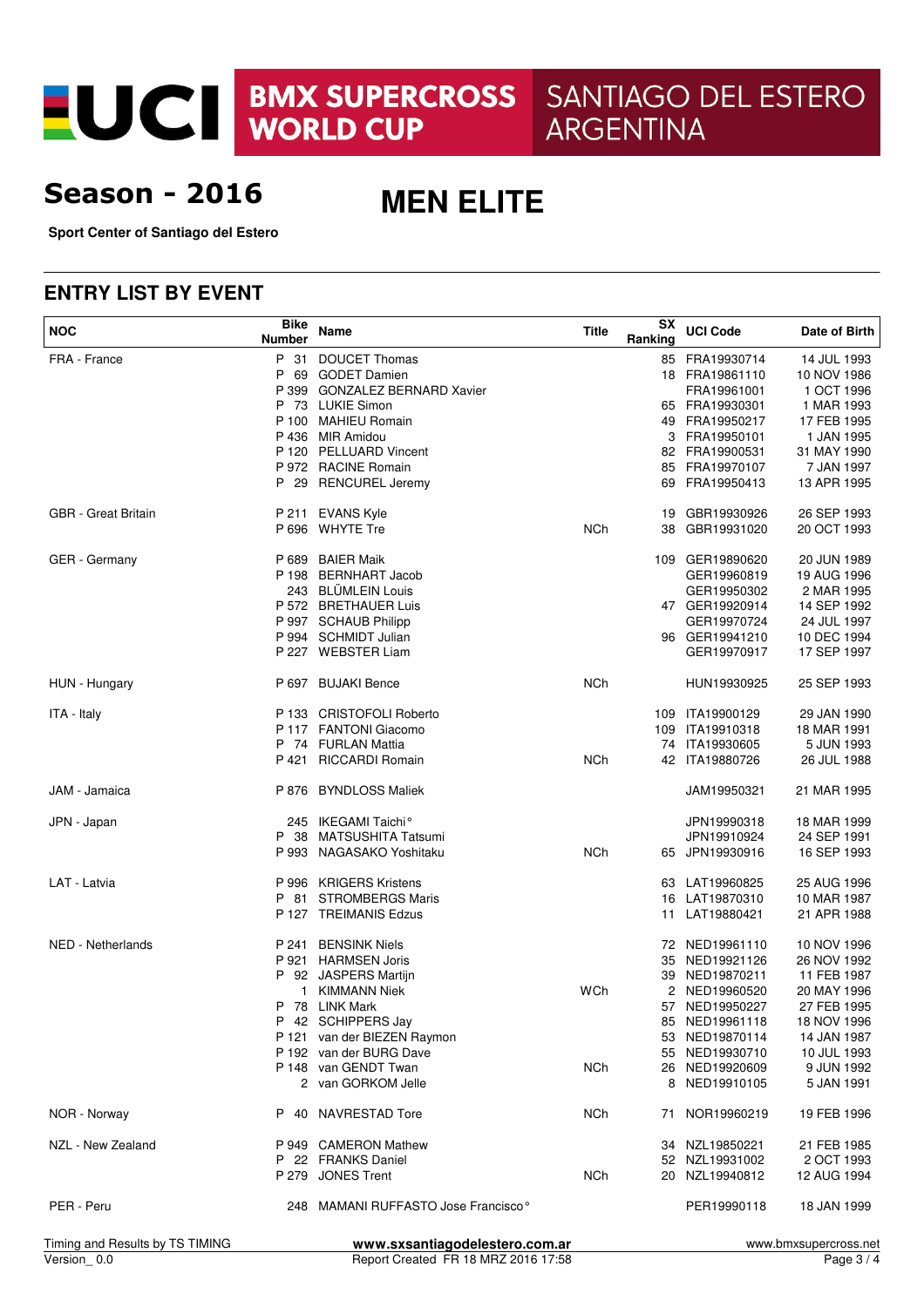# UCI BMX SUPERCROSS WORLD CUP SANTIAGO DEL ESTERO ARGENTINA

## Season - 2016

## MEN ELITE

**Sport Center of Santiago del Estero**

## ENTRY LIST BY EVENT

| NOC | Bike Number | Name | Title | SX Ranking | UCI Code | Date of Birth |
|---|---|---|---|---|---|---|
| FRA - France | P 31 | DOUCET Thomas | | 85 | FRA19930714 | 14 JUL 1993 |
| | P 69 | GODET Damien | | 18 | FRA19861110 | 10 NOV 1986 |
| | P 399 | GONZALEZ BERNARD Xavier | | | FRA19961001 | 1 OCT 1996 |
| | P 73 | LUKIE Simon | | 65 | FRA19930301 | 1 MAR 1993 |
| | P 100 | MAHIEU Romain | | 49 | FRA19950217 | 17 FEB 1995 |
| | P 436 | MIR Amidou | | 3 | FRA19950101 | 1 JAN 1995 |
| | P 120 | PELLUARD Vincent | | 82 | FRA19900531 | 31 MAY 1990 |
| | P 972 | RACINE Romain | | 85 | FRA19970107 | 7 JAN 1997 |
| | P 29 | RENCUREL Jeremy | | 69 | FRA19950413 | 13 APR 1995 |
| GBR - Great Britain | P 211 | EVANS Kyle | | 19 | GBR19930926 | 26 SEP 1993 |
| | P 696 | WHYTE Tre | NCh | 38 | GBR19931020 | 20 OCT 1993 |
| GER - Germany | P 689 | BAIER Maik | | 109 | GER19890620 | 20 JUN 1989 |
| | P 198 | BERNHART Jacob | | | GER19960819 | 19 AUG 1996 |
| | 243 | BLÜMLEIN Louis | | | GER19950302 | 2 MAR 1995 |
| | P 572 | BRETHAUER Luis | | 47 | GER19920914 | 14 SEP 1992 |
| | P 997 | SCHAUB Philipp | | | GER19970724 | 24 JUL 1997 |
| | P 994 | SCHMIDT Julian | | 96 | GER19941210 | 10 DEC 1994 |
| | P 227 | WEBSTER Liam | | | GER19970917 | 17 SEP 1997 |
| HUN - Hungary | P 697 | BUJAKI Bence | NCh | | HUN19930925 | 25 SEP 1993 |
| ITA - Italy | P 133 | CRISTOFOLI Roberto | | 109 | ITA19900129 | 29 JAN 1990 |
| | P 117 | FANTONI Giacomo | | 109 | ITA19910318 | 18 MAR 1991 |
| | P 74 | FURLAN Mattia | | 74 | ITA19930605 | 5 JUN 1993 |
| | P 421 | RICCARDI Romain | NCh | 42 | ITA19880726 | 26 JUL 1988 |
| JAM - Jamaica | P 876 | BYNDLOSS Maliek | | | JAM19950321 | 21 MAR 1995 |
| JPN - Japan | 245 | IKEGAMI Taichi° | | | JPN19990318 | 18 MAR 1999 |
| | P 38 | MATSUSHITA Tatsumi | | | JPN19910924 | 24 SEP 1991 |
| | P 993 | NAGASAKO Yoshitaku | NCh | 65 | JPN19930916 | 16 SEP 1993 |
| LAT - Latvia | P 996 | KRIGERS Kristens | | 63 | LAT19960825 | 25 AUG 1996 |
| | P 81 | STROMBERGS Maris | | 16 | LAT19870310 | 10 MAR 1987 |
| | P 127 | TREIMANIS Edzus | | 11 | LAT19880421 | 21 APR 1988 |
| NED - Netherlands | P 241 | BENSINK Niels | | 72 | NED19961110 | 10 NOV 1996 |
| | P 921 | HARMSEN Joris | | 35 | NED19921126 | 26 NOV 1992 |
| | P 92 | JASPERS Martijn | | 39 | NED19870211 | 11 FEB 1987 |
| | 1 | KIMMANN Niek | WCh | 2 | NED19960520 | 20 MAY 1996 |
| | P 78 | LINK Mark | | 57 | NED19950227 | 27 FEB 1995 |
| | P 42 | SCHIPPERS Jay | | 85 | NED19961118 | 18 NOV 1996 |
| | P 121 | van der BIEZEN Raymon | | 53 | NED19870114 | 14 JAN 1987 |
| | P 192 | van der BURG Dave | | 55 | NED19930710 | 10 JUL 1993 |
| | P 148 | van GENDT Twan | NCh | 26 | NED19920609 | 9 JUN 1992 |
| | 2 | van GORKOM Jelle | | 8 | NED19910105 | 5 JAN 1991 |
| NOR - Norway | P 40 | NAVRESTAD Tore | NCh | 71 | NOR19960219 | 19 FEB 1996 |
| NZL - New Zealand | P 949 | CAMERON Mathew | | 34 | NZL19850221 | 21 FEB 1985 |
| | P 22 | FRANKS Daniel | | 52 | NZL19931002 | 2 OCT 1993 |
| | P 279 | JONES Trent | NCh | 20 | NZL19940812 | 12 AUG 1994 |
| PER - Peru | 248 | MAMANI RUFFASTO Jose Francisco° | | | PER19990118 | 18 JAN 1999 |

Timing and Results by TS TIMING
Version_ 0.0

**www.sxsantiagodelestero.com.ar**
Report Created FR 18 MRZ 2016 17:58

www.bmxsupercross.net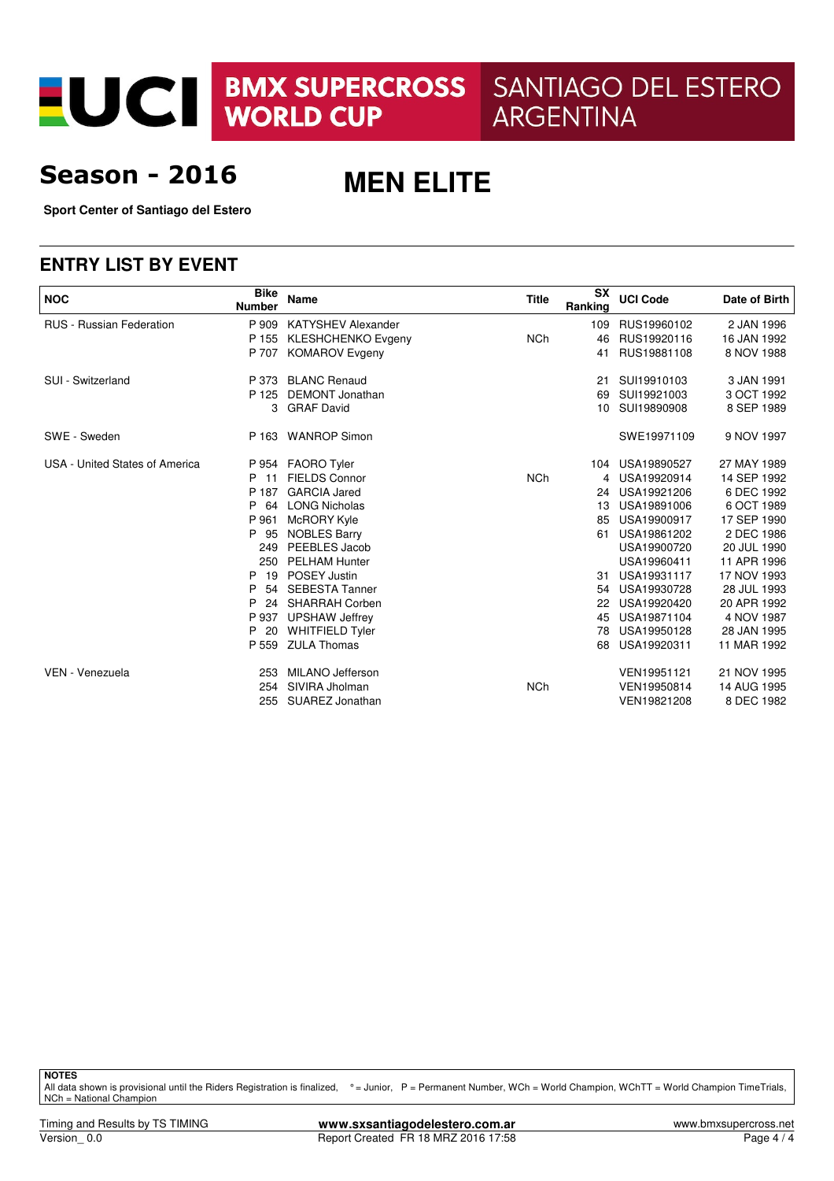# UCI BMX SUPERCROSS WORLD CUP SANTIAGO DEL ESTERO ARGENTINA

## Season - 2016

## MEN ELITE

**Sport Center of Santiago del Estero**

## ENTRY LIST BY EVENT

| NOC | Bike Number | Name | Title | SX Ranking | UCI Code | Date of Birth |
|---|---|---|---|---|---|---|
| RUS - Russian Federation | P 909 | KATYSHEV Alexander | | 109 | RUS19960102 | 2 JAN 1996 |
| | P 155 | KLESHCHENKO Evgeny | NCh | 46 | RUS19920116 | 16 JAN 1992 |
| | P 707 | KOMAROV Evgeny | | 41 | RUS19881108 | 8 NOV 1988 |
| SUI - Switzerland | P 373 | BLANC Renaud | | 21 | SUI19910103 | 3 JAN 1991 |
| | P 125 | DEMONT Jonathan | | 69 | SUI19921003 | 3 OCT 1992 |
| | 3 | GRAF David | | 10 | SUI19890908 | 8 SEP 1989 |
| SWE - Sweden | P 163 | WANROP Simon | | | SWE19971109 | 9 NOV 1997 |
| USA - United States of America | P 954 | FAORO Tyler | | 104 | USA19890527 | 27 MAY 1989 |
| | P 11 | FIELDS Connor | NCh | 4 | USA19920914 | 14 SEP 1992 |
| | P 187 | GARCIA Jared | | 24 | USA19921206 | 6 DEC 1992 |
| | P 64 | LONG Nicholas | | 13 | USA19891006 | 6 OCT 1989 |
| | P 961 | McRORY Kyle | | 85 | USA19900917 | 17 SEP 1990 |
| | P 95 | NOBLES Barry | | 61 | USA19861202 | 2 DEC 1986 |
| | 249 | PEEBLES Jacob | | | USA19900720 | 20 JUL 1990 |
| | 250 | PELHAM Hunter | | | USA19960411 | 11 APR 1996 |
| | P 19 | POSEY Justin | | 31 | USA19931117 | 17 NOV 1993 |
| | P 54 | SEBESTA Tanner | | 54 | USA19930728 | 28 JUL 1993 |
| | P 24 | SHARRAH Corben | | 22 | USA19920420 | 20 APR 1992 |
| | P 937 | UPSHAW Jeffrey | | 45 | USA19871104 | 4 NOV 1987 |
| | P 20 | WHITFIELD Tyler | | 78 | USA19950128 | 28 JAN 1995 |
| | P 559 | ZULA Thomas | | 68 | USA19920311 | 11 MAR 1992 |
| VEN - Venezuela | 253 | MILANO Jefferson | | | VEN19951121 | 21 NOV 1995 |
| | 254 | SIVIRA Jholman | NCh | | VEN19950814 | 14 AUG 1995 |
| | 255 | SUAREZ Jonathan | | | VEN19821208 | 8 DEC 1982 |

**NOTES**

All data shown is provisional until the Riders Registration is finalized, ° = Junior, P = Permanent Number, WCh = World Champion, WChTT = World Champion TimeTrials, NCh = National Champion

Timing and Results by TS TIMING
Version_ 0.0

**www.sxsantiagodelestero.com.ar**
Report Created FR 18 MRZ 2016 17:58

www.bmxsupercross.net